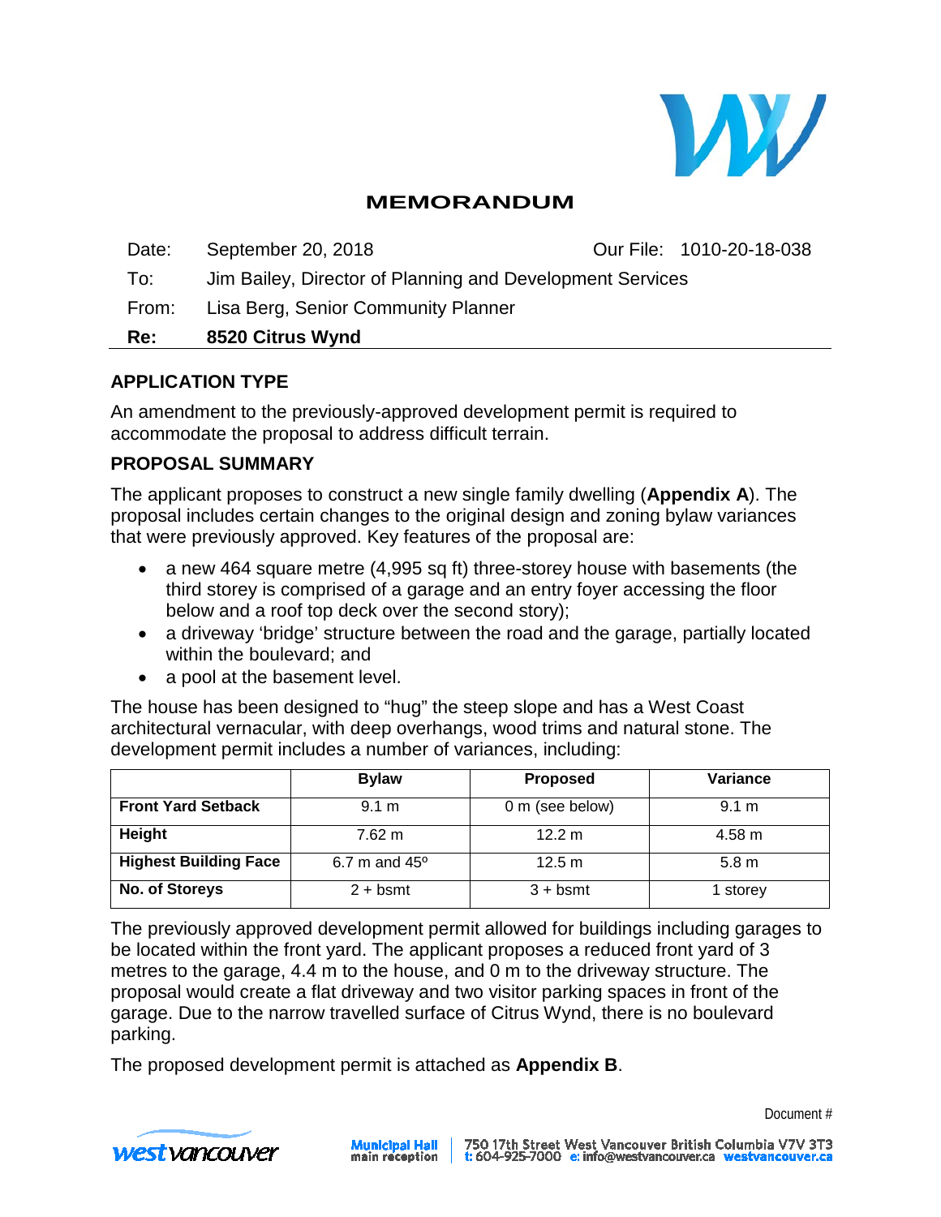# MEMORANDUM

| | | | |
|---|---|---|---|
| Date: | September 20, 2018 | Our File: | 1010-20-18-038 |
| To: | Jim Bailey, Director of Planning and Development Services | | |
| From: | Lisa Berg, Senior Community Planner | | |
| **Re:** | **8520 Citrus Wynd** | | |

## APPLICATION TYPE

An amendment to the previously-approved development permit is required to accommodate the proposal to address difficult terrain.

## PROPOSAL SUMMARY

The applicant proposes to construct a new single family dwelling (**Appendix A**). The proposal includes certain changes to the original design and zoning bylaw variances that were previously approved. Key features of the proposal are:

- a new 464 square metre (4,995 sq ft) three-storey house with basements (the third storey is comprised of a garage and an entry foyer accessing the floor below and a roof top deck over the second story);
- a driveway 'bridge' structure between the road and the garage, partially located within the boulevard; and
- a pool at the basement level.

The house has been designed to "hug" the steep slope and has a West Coast architectural vernacular, with deep overhangs, wood trims and natural stone. The development permit includes a number of variances, including:

| | Bylaw | Proposed | Variance |
|---|---|---|---|
| **Front Yard Setback** | 9.1 m | 0 m (see below) | 9.1 m |
| **Height** | 7.62 m | 12.2 m | 4.58 m |
| **Highest Building Face** | 6.7 m and 45º | 12.5 m | 5.8 m |
| **No. of Storeys** | 2 + bsmt | 3 + bsmt | 1 storey |

The previously approved development permit allowed for buildings including garages to be located within the front yard. The applicant proposes a reduced front yard of 3 metres to the garage, 4.4 m to the house, and 0 m to the driveway structure. The proposal would create a flat driveway and two visitor parking spaces in front of the garage. Due to the narrow travelled surface of Citrus Wynd, there is no boulevard parking.

The proposed development permit is attached as **Appendix B**.

Document #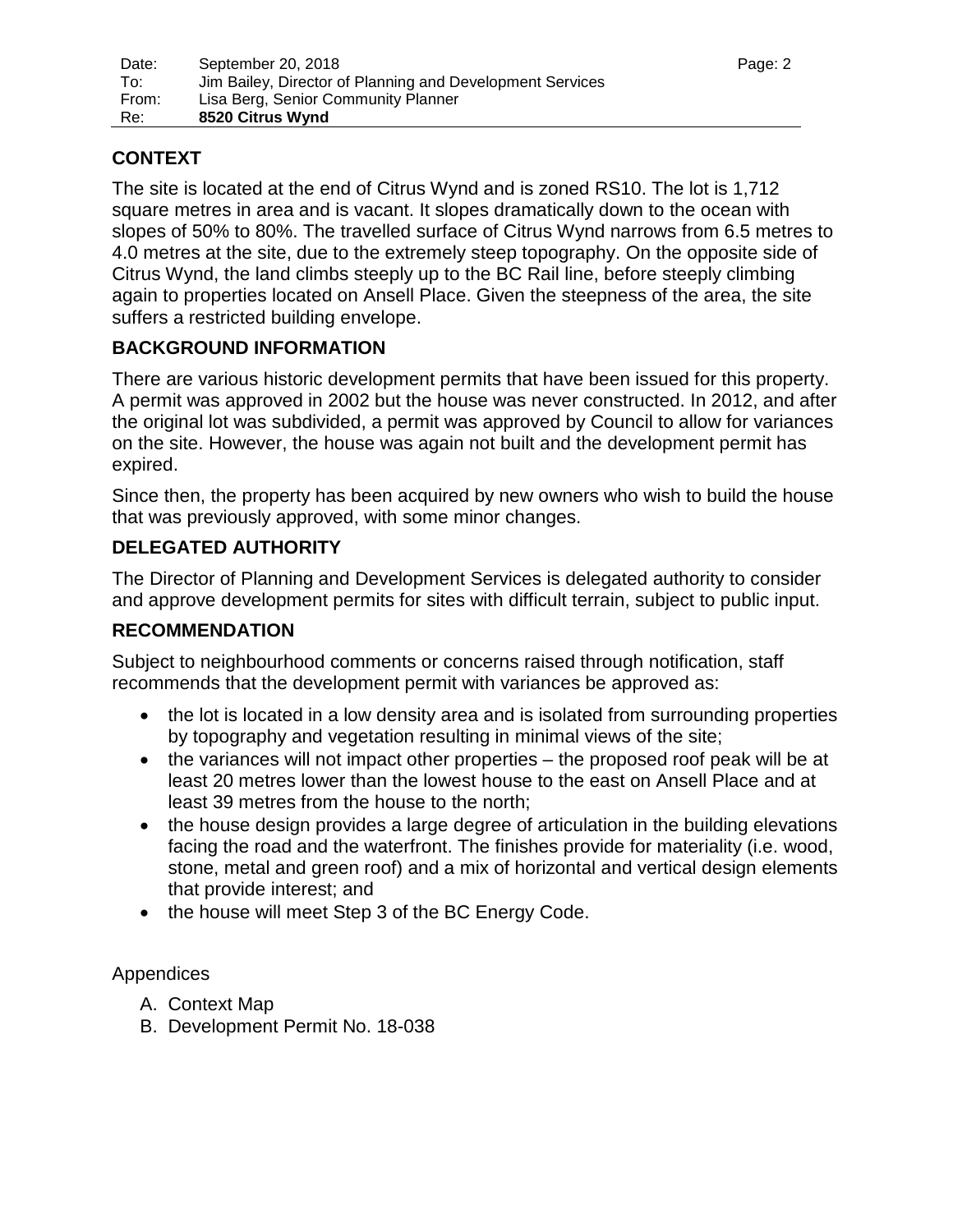## CONTEXT

The site is located at the end of Citrus Wynd and is zoned RS10. The lot is 1,712 square metres in area and is vacant. It slopes dramatically down to the ocean with slopes of 50% to 80%. The travelled surface of Citrus Wynd narrows from 6.5 metres to 4.0 metres at the site, due to the extremely steep topography. On the opposite side of Citrus Wynd, the land climbs steeply up to the BC Rail line, before steeply climbing again to properties located on Ansell Place. Given the steepness of the area, the site suffers a restricted building envelope.

## BACKGROUND INFORMATION

There are various historic development permits that have been issued for this property. A permit was approved in 2002 but the house was never constructed. In 2012, and after the original lot was subdivided, a permit was approved by Council to allow for variances on the site. However, the house was again not built and the development permit has expired.

Since then, the property has been acquired by new owners who wish to build the house that was previously approved, with some minor changes.

## DELEGATED AUTHORITY

The Director of Planning and Development Services is delegated authority to consider and approve development permits for sites with difficult terrain, subject to public input.

## RECOMMENDATION

Subject to neighbourhood comments or concerns raised through notification, staff recommends that the development permit with variances be approved as:

- the lot is located in a low density area and is isolated from surrounding properties by topography and vegetation resulting in minimal views of the site;
- the variances will not impact other properties – the proposed roof peak will be at least 20 metres lower than the lowest house to the east on Ansell Place and at least 39 metres from the house to the north;
- the house design provides a large degree of articulation in the building elevations facing the road and the waterfront. The finishes provide for materiality (i.e. wood, stone, metal and green roof) and a mix of horizontal and vertical design elements that provide interest; and
- the house will meet Step 3 of the BC Energy Code.

Appendices

A. Context Map
B. Development Permit No. 18-038